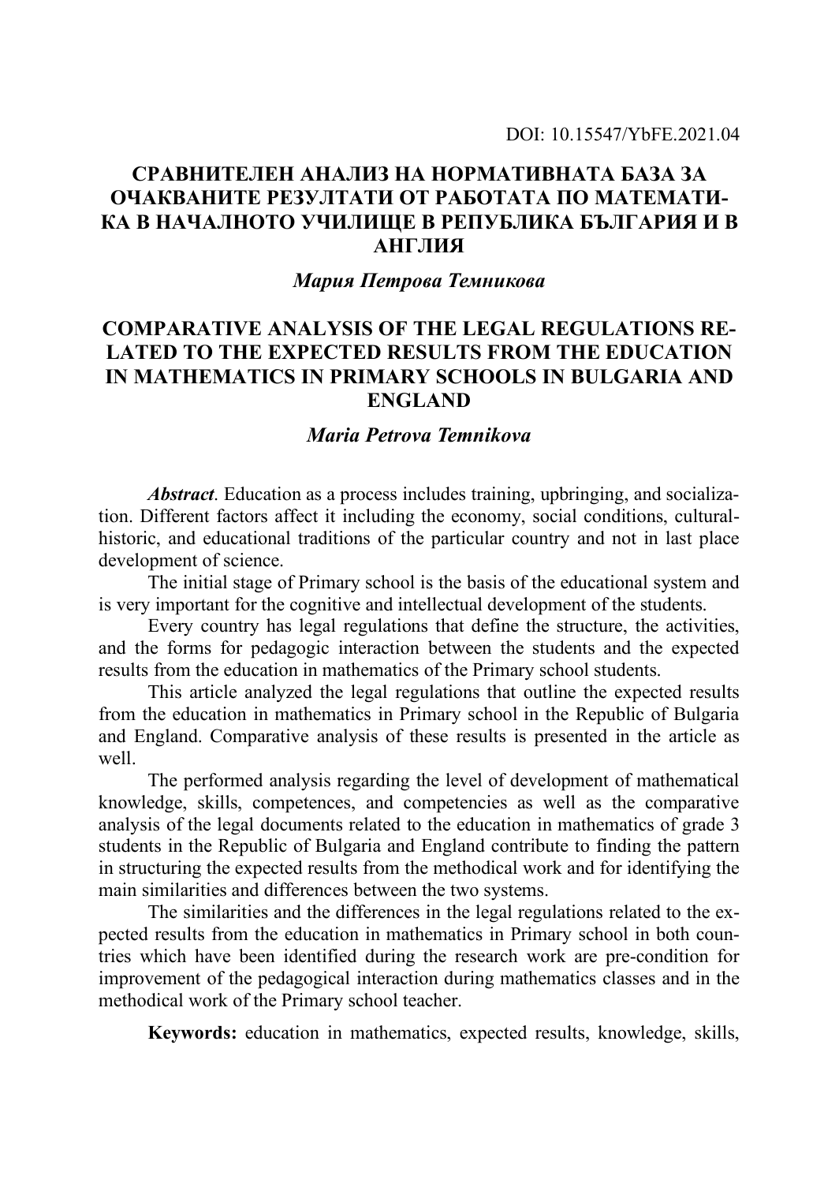DOI: 10.15547/YbFE.2021.04

# СРАВНИТЕЛЕН АНАЛИЗ НА НОРМАТИВНАТА БАЗА ЗА ОЧАКВАНИТЕ РЕЗУЛТАТИ ОТ РАБОТАТА ПО МАТЕМАТИКА В НАЧАЛНОТО УЧИЛИЩЕ В РЕПУБЛИКА БЪЛГАРИЯ И В АНГЛИЯ

***Мария Петрова Темникова***

# COMPARATIVE ANALYSIS OF THE LEGAL REGULATIONS RELATED TO THE EXPECTED RESULTS FROM THE EDUCATION IN MATHEMATICS IN PRIMARY SCHOOLS IN BULGARIA AND ENGLAND

***Maria Petrova Temnikova***

***Abstract***. Education as a process includes training, upbringing, and socialization. Different factors affect it including the economy, social conditions, cultural-historic, and educational traditions of the particular country and not in last place development of science.

The initial stage of Primary school is the basis of the educational system and is very important for the cognitive and intellectual development of the students.

Every country has legal regulations that define the structure, the activities, and the forms for pedagogic interaction between the students and the expected results from the education in mathematics of the Primary school students.

This article analyzed the legal regulations that outline the expected results from the education in mathematics in Primary school in the Republic of Bulgaria and England. Comparative analysis of these results is presented in the article as well.

The performed analysis regarding the level of development of mathematical knowledge, skills, competences, and competencies as well as the comparative analysis of the legal documents related to the education in mathematics of grade 3 students in the Republic of Bulgaria and England contribute to finding the pattern in structuring the expected results from the methodical work and for identifying the main similarities and differences between the two systems.

The similarities and the differences in the legal regulations related to the expected results from the education in mathematics in Primary school in both countries which have been identified during the research work are pre-condition for improvement of the pedagogical interaction during mathematics classes and in the methodical work of the Primary school teacher.

**Keywords:** education in mathematics, expected results, knowledge, skills,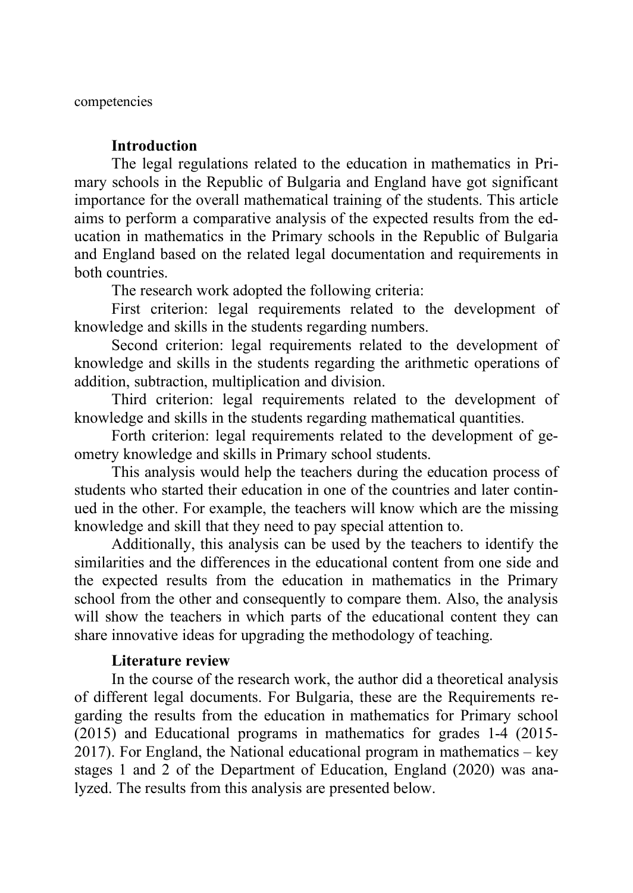competencies

## Introduction

The legal regulations related to the education in mathematics in Primary schools in the Republic of Bulgaria and England have got significant importance for the overall mathematical training of the students. This article aims to perform a comparative analysis of the expected results from the education in mathematics in the Primary schools in the Republic of Bulgaria and England based on the related legal documentation and requirements in both countries.

The research work adopted the following criteria:

First criterion: legal requirements related to the development of knowledge and skills in the students regarding numbers.

Second criterion: legal requirements related to the development of knowledge and skills in the students regarding the arithmetic operations of addition, subtraction, multiplication and division.

Third criterion: legal requirements related to the development of knowledge and skills in the students regarding mathematical quantities.

Forth criterion: legal requirements related to the development of geometry knowledge and skills in Primary school students.

This analysis would help the teachers during the education process of students who started their education in one of the countries and later continued in the other. For example, the teachers will know which are the missing knowledge and skill that they need to pay special attention to.

Additionally, this analysis can be used by the teachers to identify the similarities and the differences in the educational content from one side and the expected results from the education in mathematics in the Primary school from the other and consequently to compare them. Also, the analysis will show the teachers in which parts of the educational content they can share innovative ideas for upgrading the methodology of teaching.

## Literature review

In the course of the research work, the author did a theoretical analysis of different legal documents. For Bulgaria, these are the Requirements regarding the results from the education in mathematics for Primary school (2015) and Educational programs in mathematics for grades 1-4 (2015-2017). For England, the National educational program in mathematics – key stages 1 and 2 of the Department of Education, England (2020) was analyzed. The results from this analysis are presented below.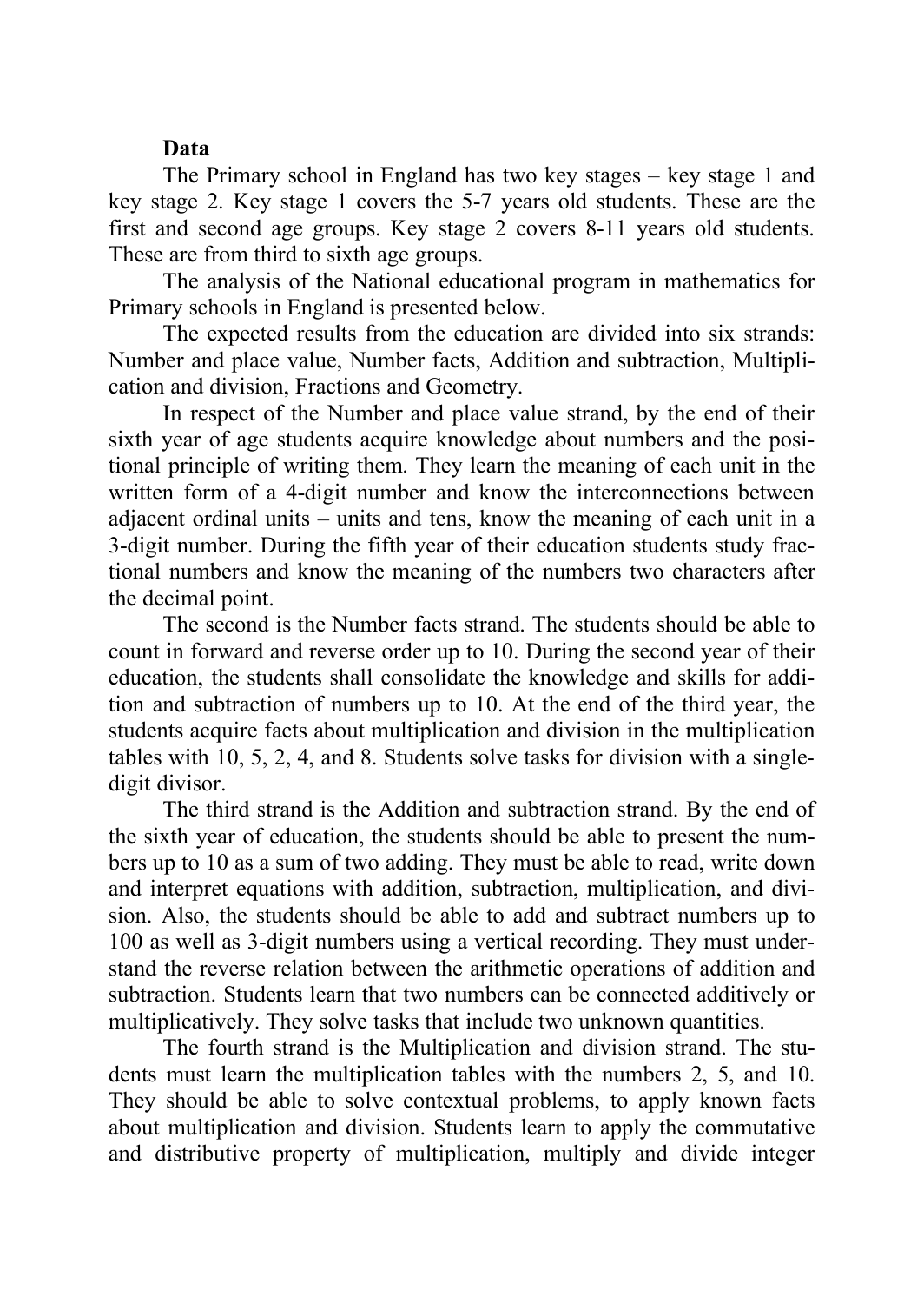**Data**

The Primary school in England has two key stages – key stage 1 and key stage 2. Key stage 1 covers the 5-7 years old students. These are the first and second age groups. Key stage 2 covers 8-11 years old students. These are from third to sixth age groups.

The analysis of the National educational program in mathematics for Primary schools in England is presented below.

The expected results from the education are divided into six strands: Number and place value, Number facts, Addition and subtraction, Multiplication and division, Fractions and Geometry.

In respect of the Number and place value strand, by the end of their sixth year of age students acquire knowledge about numbers and the positional principle of writing them. They learn the meaning of each unit in the written form of a 4-digit number and know the interconnections between adjacent ordinal units – units and tens, know the meaning of each unit in a 3-digit number. During the fifth year of their education students study fractional numbers and know the meaning of the numbers two characters after the decimal point.

The second is the Number facts strand. The students should be able to count in forward and reverse order up to 10. During the second year of their education, the students shall consolidate the knowledge and skills for addition and subtraction of numbers up to 10. At the end of the third year, the students acquire facts about multiplication and division in the multiplication tables with 10, 5, 2, 4, and 8. Students solve tasks for division with a single-digit divisor.

The third strand is the Addition and subtraction strand. By the end of the sixth year of education, the students should be able to present the numbers up to 10 as a sum of two adding. They must be able to read, write down and interpret equations with addition, subtraction, multiplication, and division. Also, the students should be able to add and subtract numbers up to 100 as well as 3-digit numbers using a vertical recording. They must understand the reverse relation between the arithmetic operations of addition and subtraction. Students learn that two numbers can be connected additively or multiplicatively. They solve tasks that include two unknown quantities.

The fourth strand is the Multiplication and division strand. The students must learn the multiplication tables with the numbers 2, 5, and 10. They should be able to solve contextual problems, to apply known facts about multiplication and division. Students learn to apply the commutative and distributive property of multiplication, multiply and divide integer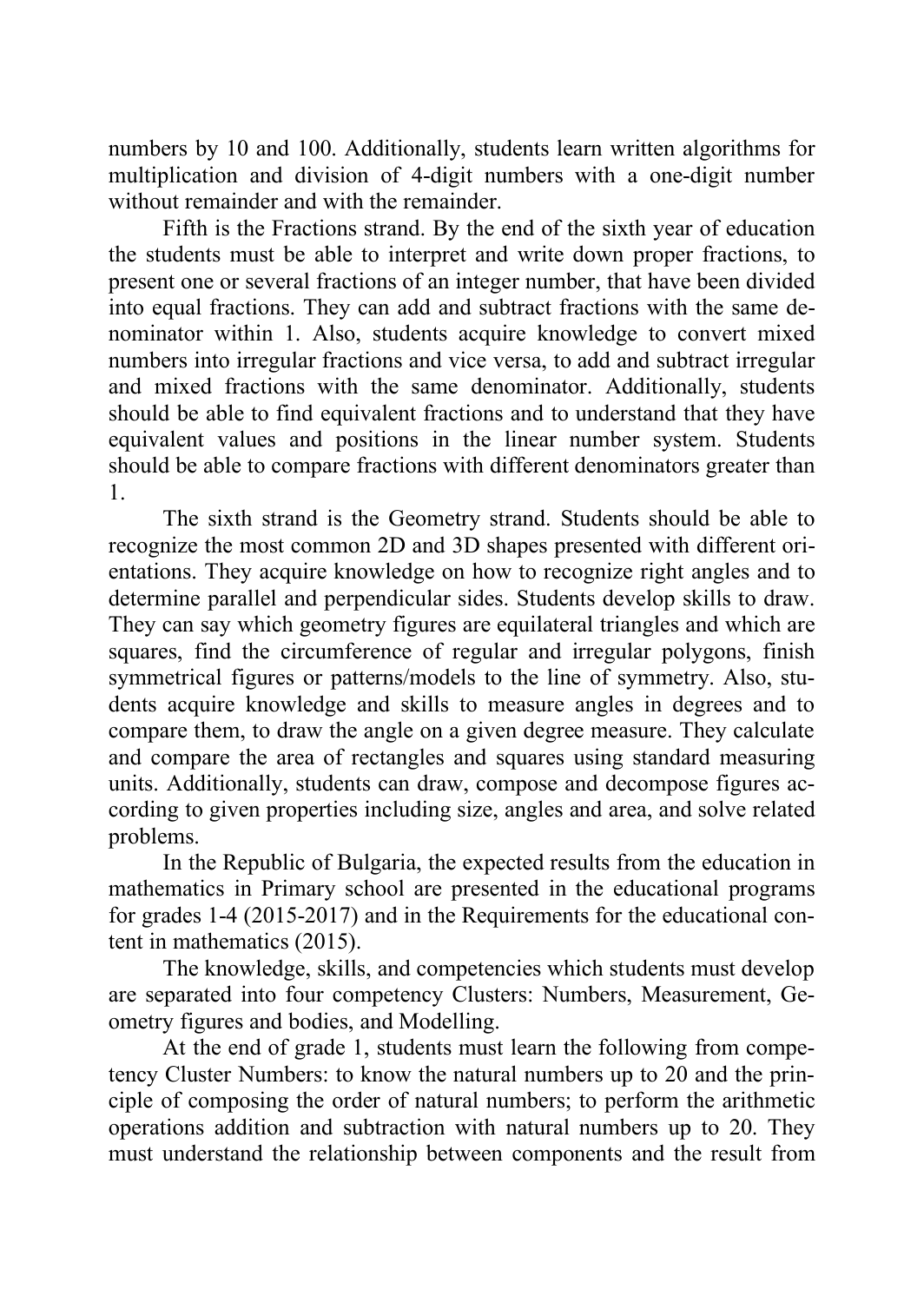numbers by 10 and 100. Additionally, students learn written algorithms for multiplication and division of 4-digit numbers with a one-digit number without remainder and with the remainder.

Fifth is the Fractions strand. By the end of the sixth year of education the students must be able to interpret and write down proper fractions, to present one or several fractions of an integer number, that have been divided into equal fractions. They can add and subtract fractions with the same denominator within 1. Also, students acquire knowledge to convert mixed numbers into irregular fractions and vice versa, to add and subtract irregular and mixed fractions with the same denominator. Additionally, students should be able to find equivalent fractions and to understand that they have equivalent values and positions in the linear number system. Students should be able to compare fractions with different denominators greater than 1.

The sixth strand is the Geometry strand. Students should be able to recognize the most common 2D and 3D shapes presented with different orientations. They acquire knowledge on how to recognize right angles and to determine parallel and perpendicular sides. Students develop skills to draw. They can say which geometry figures are equilateral triangles and which are squares, find the circumference of regular and irregular polygons, finish symmetrical figures or patterns/models to the line of symmetry. Also, students acquire knowledge and skills to measure angles in degrees and to compare them, to draw the angle on a given degree measure. They calculate and compare the area of rectangles and squares using standard measuring units. Additionally, students can draw, compose and decompose figures according to given properties including size, angles and area, and solve related problems.

In the Republic of Bulgaria, the expected results from the education in mathematics in Primary school are presented in the educational programs for grades 1-4 (2015-2017) and in the Requirements for the educational content in mathematics (2015).

The knowledge, skills, and competencies which students must develop are separated into four competency Clusters: Numbers, Measurement, Geometry figures and bodies, and Modelling.

At the end of grade 1, students must learn the following from competency Cluster Numbers: to know the natural numbers up to 20 and the principle of composing the order of natural numbers; to perform the arithmetic operations addition and subtraction with natural numbers up to 20. They must understand the relationship between components and the result from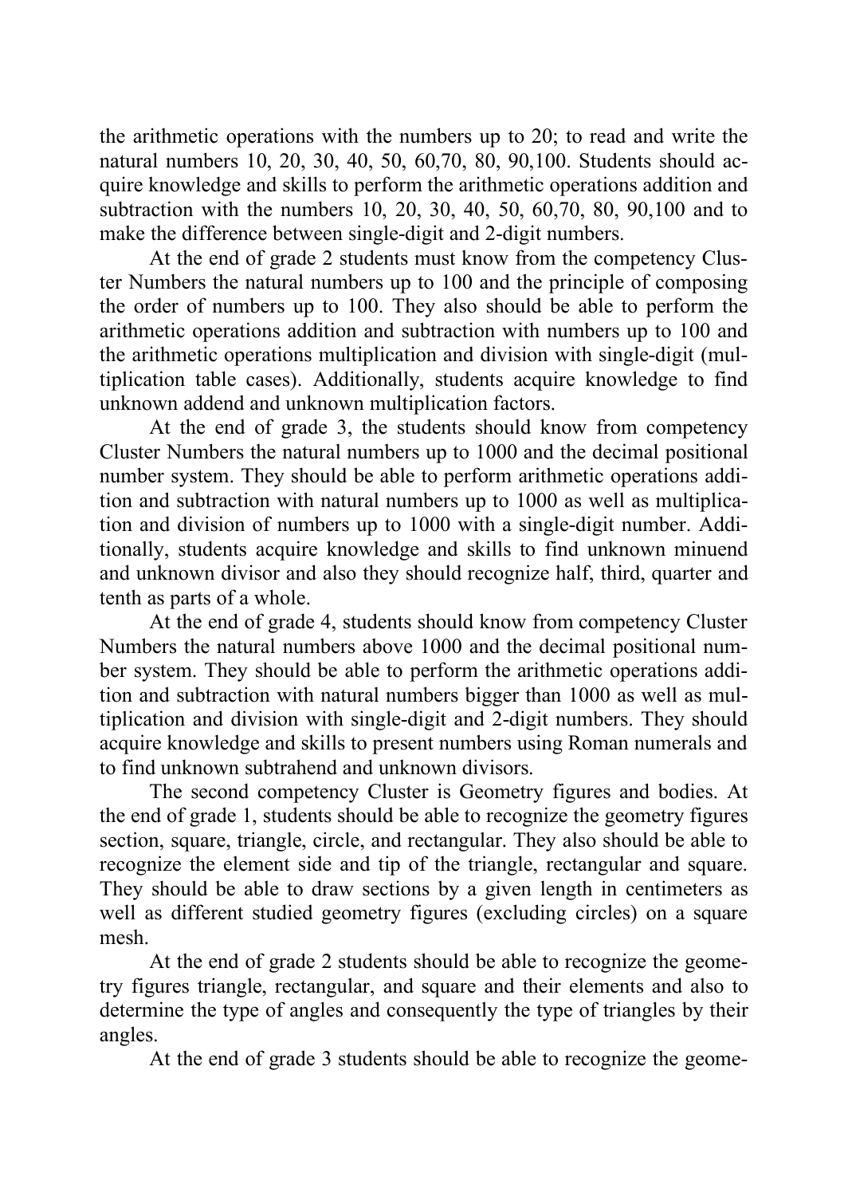the arithmetic operations with the numbers up to 20; to read and write the natural numbers 10, 20, 30, 40, 50, 60,70, 80, 90,100. Students should acquire knowledge and skills to perform the arithmetic operations addition and subtraction with the numbers 10, 20, 30, 40, 50, 60,70, 80, 90,100 and to make the difference between single-digit and 2-digit numbers.

At the end of grade 2 students must know from the competency Cluster Numbers the natural numbers up to 100 and the principle of composing the order of numbers up to 100. They also should be able to perform the arithmetic operations addition and subtraction with numbers up to 100 and the arithmetic operations multiplication and division with single-digit (multiplication table cases). Additionally, students acquire knowledge to find unknown addend and unknown multiplication factors.

At the end of grade 3, the students should know from competency Cluster Numbers the natural numbers up to 1000 and the decimal positional number system. They should be able to perform arithmetic operations addition and subtraction with natural numbers up to 1000 as well as multiplication and division of numbers up to 1000 with a single-digit number. Additionally, students acquire knowledge and skills to find unknown minuend and unknown divisor and also they should recognize half, third, quarter and tenth as parts of a whole.

At the end of grade 4, students should know from competency Cluster Numbers the natural numbers above 1000 and the decimal positional number system. They should be able to perform the arithmetic operations addition and subtraction with natural numbers bigger than 1000 as well as multiplication and division with single-digit and 2-digit numbers. They should acquire knowledge and skills to present numbers using Roman numerals and to find unknown subtrahend and unknown divisors.

The second competency Cluster is Geometry figures and bodies. At the end of grade 1, students should be able to recognize the geometry figures section, square, triangle, circle, and rectangular. They also should be able to recognize the element side and tip of the triangle, rectangular and square. They should be able to draw sections by a given length in centimeters as well as different studied geometry figures (excluding circles) on a square mesh.

At the end of grade 2 students should be able to recognize the geometry figures triangle, rectangular, and square and their elements and also to determine the type of angles and consequently the type of triangles by their angles.

At the end of grade 3 students should be able to recognize the geome-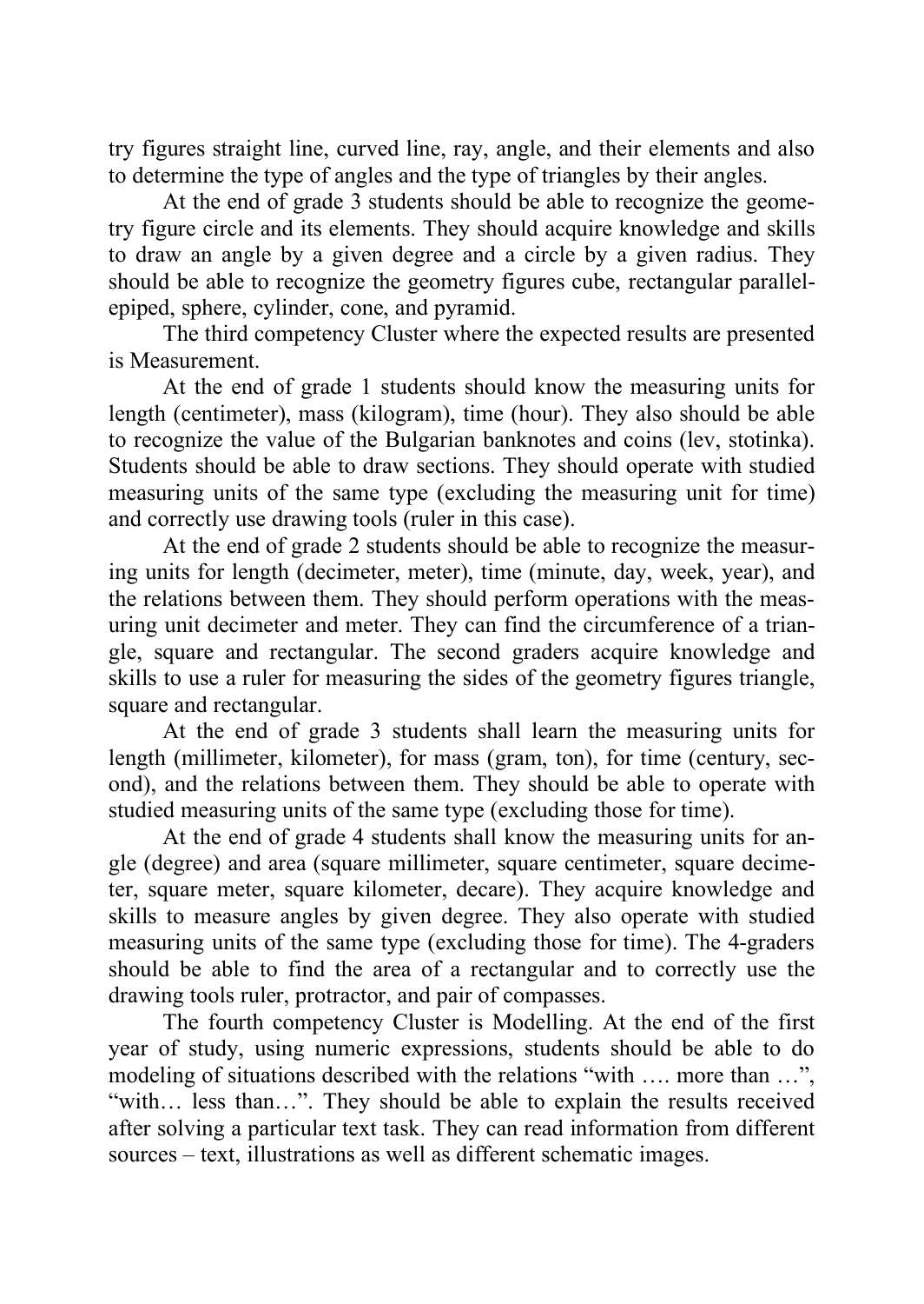try figures straight line, curved line, ray, angle, and their elements and also to determine the type of angles and the type of triangles by their angles.

At the end of grade 3 students should be able to recognize the geometry figure circle and its elements. They should acquire knowledge and skills to draw an angle by a given degree and a circle by a given radius. They should be able to recognize the geometry figures cube, rectangular parallelepiped, sphere, cylinder, cone, and pyramid.

The third competency Cluster where the expected results are presented is Measurement.

At the end of grade 1 students should know the measuring units for length (centimeter), mass (kilogram), time (hour). They also should be able to recognize the value of the Bulgarian banknotes and coins (lev, stotinka). Students should be able to draw sections. They should operate with studied measuring units of the same type (excluding the measuring unit for time) and correctly use drawing tools (ruler in this case).

At the end of grade 2 students should be able to recognize the measuring units for length (decimeter, meter), time (minute, day, week, year), and the relations between them. They should perform operations with the measuring unit decimeter and meter. They can find the circumference of a triangle, square and rectangular. The second graders acquire knowledge and skills to use a ruler for measuring the sides of the geometry figures triangle, square and rectangular.

At the end of grade 3 students shall learn the measuring units for length (millimeter, kilometer), for mass (gram, ton), for time (century, second), and the relations between them. They should be able to operate with studied measuring units of the same type (excluding those for time).

At the end of grade 4 students shall know the measuring units for angle (degree) and area (square millimeter, square centimeter, square decimeter, square meter, square kilometer, decare). They acquire knowledge and skills to measure angles by given degree. They also operate with studied measuring units of the same type (excluding those for time). The 4-graders should be able to find the area of a rectangular and to correctly use the drawing tools ruler, protractor, and pair of compasses.

The fourth competency Cluster is Modelling. At the end of the first year of study, using numeric expressions, students should be able to do modeling of situations described with the relations "with …. more than …", "with… less than…". They should be able to explain the results received after solving a particular text task. They can read information from different sources – text, illustrations as well as different schematic images.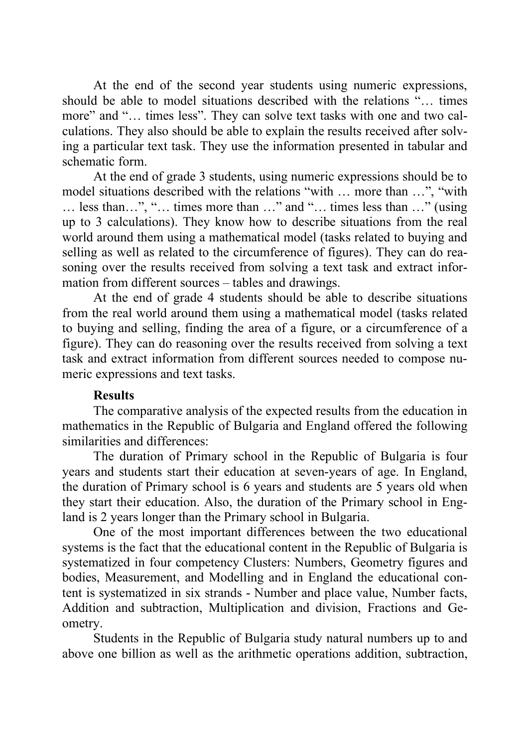At the end of the second year students using numeric expressions, should be able to model situations described with the relations "… times more" and "… times less". They can solve text tasks with one and two calculations. They also should be able to explain the results received after solving a particular text task. They use the information presented in tabular and schematic form.

At the end of grade 3 students, using numeric expressions should be to model situations described with the relations "with … more than …", "with … less than…", "… times more than …" and "… times less than …" (using up to 3 calculations). They know how to describe situations from the real world around them using a mathematical model (tasks related to buying and selling as well as related to the circumference of figures). They can do reasoning over the results received from solving a text task and extract information from different sources – tables and drawings.

At the end of grade 4 students should be able to describe situations from the real world around them using a mathematical model (tasks related to buying and selling, finding the area of a figure, or a circumference of a figure). They can do reasoning over the results received from solving a text task and extract information from different sources needed to compose numeric expressions and text tasks.

**Results**

The comparative analysis of the expected results from the education in mathematics in the Republic of Bulgaria and England offered the following similarities and differences:

The duration of Primary school in the Republic of Bulgaria is four years and students start their education at seven-years of age. In England, the duration of Primary school is 6 years and students are 5 years old when they start their education. Also, the duration of the Primary school in England is 2 years longer than the Primary school in Bulgaria.

One of the most important differences between the two educational systems is the fact that the educational content in the Republic of Bulgaria is systematized in four competency Clusters: Numbers, Geometry figures and bodies, Measurement, and Modelling and in England the educational content is systematized in six strands - Number and place value, Number facts, Addition and subtraction, Multiplication and division, Fractions and Geometry.

Students in the Republic of Bulgaria study natural numbers up to and above one billion as well as the arithmetic operations addition, subtraction,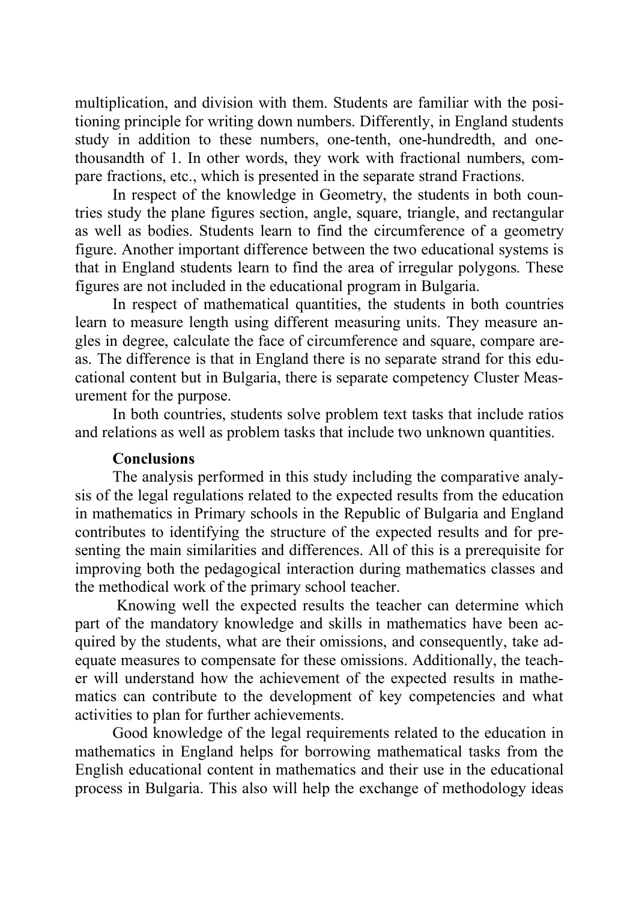multiplication, and division with them. Students are familiar with the positioning principle for writing down numbers. Differently, in England students study in addition to these numbers, one-tenth, one-hundredth, and one-thousandth of 1. In other words, they work with fractional numbers, compare fractions, etc., which is presented in the separate strand Fractions.

In respect of the knowledge in Geometry, the students in both countries study the plane figures section, angle, square, triangle, and rectangular as well as bodies. Students learn to find the circumference of a geometry figure. Another important difference between the two educational systems is that in England students learn to find the area of irregular polygons. These figures are not included in the educational program in Bulgaria.

In respect of mathematical quantities, the students in both countries learn to measure length using different measuring units. They measure angles in degree, calculate the face of circumference and square, compare areas. The difference is that in England there is no separate strand for this educational content but in Bulgaria, there is separate competency Cluster Measurement for the purpose.

In both countries, students solve problem text tasks that include ratios and relations as well as problem tasks that include two unknown quantities.

**Conclusions**

The analysis performed in this study including the comparative analysis of the legal regulations related to the expected results from the education in mathematics in Primary schools in the Republic of Bulgaria and England contributes to identifying the structure of the expected results and for presenting the main similarities and differences. All of this is a prerequisite for improving both the pedagogical interaction during mathematics classes and the methodical work of the primary school teacher.

Knowing well the expected results the teacher can determine which part of the mandatory knowledge and skills in mathematics have been acquired by the students, what are their omissions, and consequently, take adequate measures to compensate for these omissions. Additionally, the teacher will understand how the achievement of the expected results in mathematics can contribute to the development of key competencies and what activities to plan for further achievements.

Good knowledge of the legal requirements related to the education in mathematics in England helps for borrowing mathematical tasks from the English educational content in mathematics and their use in the educational process in Bulgaria. This also will help the exchange of methodology ideas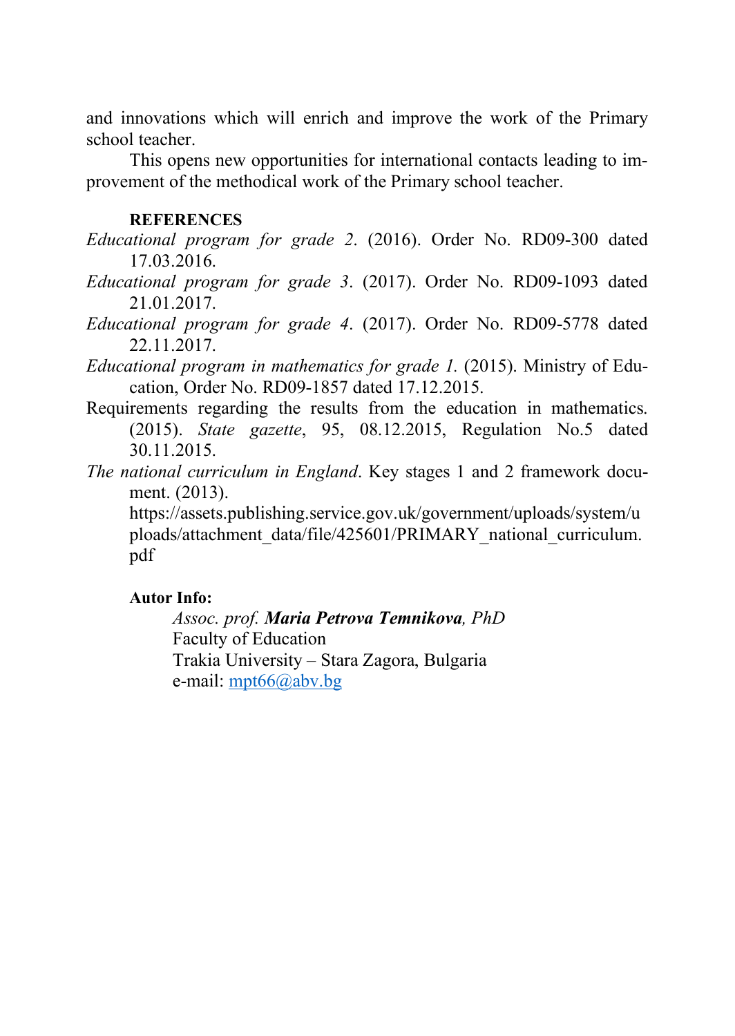and innovations which will enrich and improve the work of the Primary school teacher.

This opens new opportunities for international contacts leading to improvement of the methodical work of the Primary school teacher.

## REFERENCES

*Educational program for grade 2*. (2016). Order No. RD09-300 dated 17.03.2016.

*Educational program for grade 3*. (2017). Order No. RD09-1093 dated 21.01.2017.

*Educational program for grade 4*. (2017). Order No. RD09-5778 dated 22.11.2017.

*Educational program in mathematics for grade 1.* (2015). Ministry of Education, Order No. RD09-1857 dated 17.12.2015.

Requirements regarding the results from the education in mathematics. (2015). *State gazette*, 95, 08.12.2015, Regulation No.5 dated 30.11.2015.

*The national curriculum in England*. Key stages 1 and 2 framework document. (2013). https://assets.publishing.service.gov.uk/government/uploads/system/uploads/attachment_data/file/425601/PRIMARY_national_curriculum.pdf

**Autor Info:**

*Assoc. prof.* ***Maria Petrova Temnikova****, PhD*
Faculty of Education
Trakia University – Stara Zagora, Bulgaria
e-mail: mpt66@abv.bg